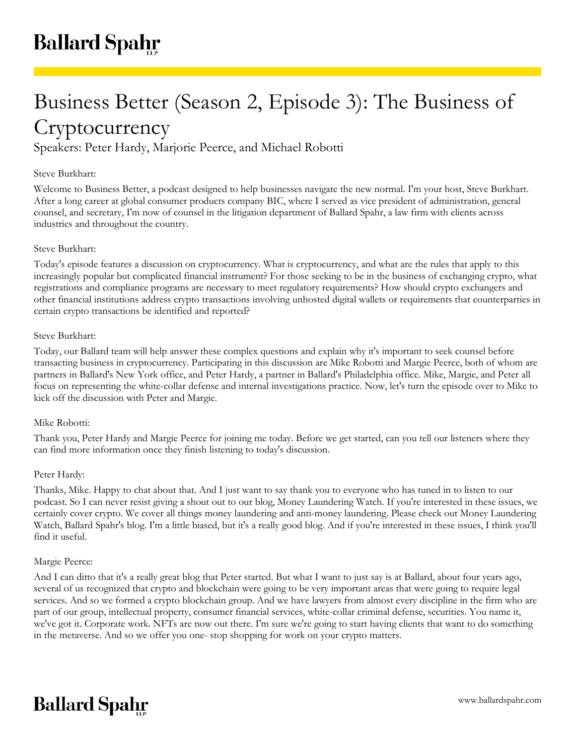# Business Better (Season 2, Episode 3): The Business of Cryptocurrency

Speakers: Peter Hardy, Marjorie Peerce, and Michael Robotti

Steve Burkhart:

Welcome to Business Better, a podcast designed to help businesses navigate the new normal. I'm your host, Steve Burkhart. After a long career at global consumer products company BIC, where I served as vice president of administration, general counsel, and secretary, I'm now of counsel in the litigation department of Ballard Spahr, a law firm with clients across industries and throughout the country.

Steve Burkhart:

Today's episode features a discussion on cryptocurrency. What is cryptocurrency, and what are the rules that apply to this increasingly popular but complicated financial instrument? For those seeking to be in the business of exchanging crypto, what registrations and compliance programs are necessary to meet regulatory requirements? How should crypto exchangers and other financial institutions address crypto transactions involving unhosted digital wallets or requirements that counterparties in certain crypto transactions be identified and reported?

Steve Burkhart:

Today, our Ballard team will help answer these complex questions and explain why it's important to seek counsel before transacting business in cryptocurrency. Participating in this discussion are Mike Robotti and Margie Peerce, both of whom are partners in Ballard's New York office, and Peter Hardy, a partner in Ballard's Philadelphia office. Mike, Margie, and Peter all focus on representing the white-collar defense and internal investigations practice. Now, let's turn the episode over to Mike to kick off the discussion with Peter and Margie.

Mike Robotti:

Thank you, Peter Hardy and Margie Peerce for joining me today. Before we get started, can you tell our listeners where they can find more information once they finish listening to today's discussion.

Peter Hardy:

Thanks, Mike. Happy to chat about that. And I just want to say thank you to everyone who has tuned in to listen to our podcast. So I can never resist giving a shout out to our blog, Money Laundering Watch. If you're interested in these issues, we certainly cover crypto. We cover all things money laundering and anti-money laundering. Please check out Money Laundering Watch, Ballard Spahr's blog. I'm a little biased, but it's a really good blog. And if you're interested in these issues, I think you'll find it useful.

Margie Peerce:

And I can ditto that it's a really great blog that Peter started. But what I want to just say is at Ballard, about four years ago, several of us recognized that crypto and blockchain were going to be very important areas that were going to require legal services. And so we formed a crypto blockchain group. And we have lawyers from almost every discipline in the firm who are part of our group, intellectual property, consumer financial services, white-collar criminal defense, securities. You name it, we've got it. Corporate work. NFTs are now out there. I'm sure we're going to start having clients that want to do something in the metaverse. And so we offer you one- stop shopping for work on your crypto matters.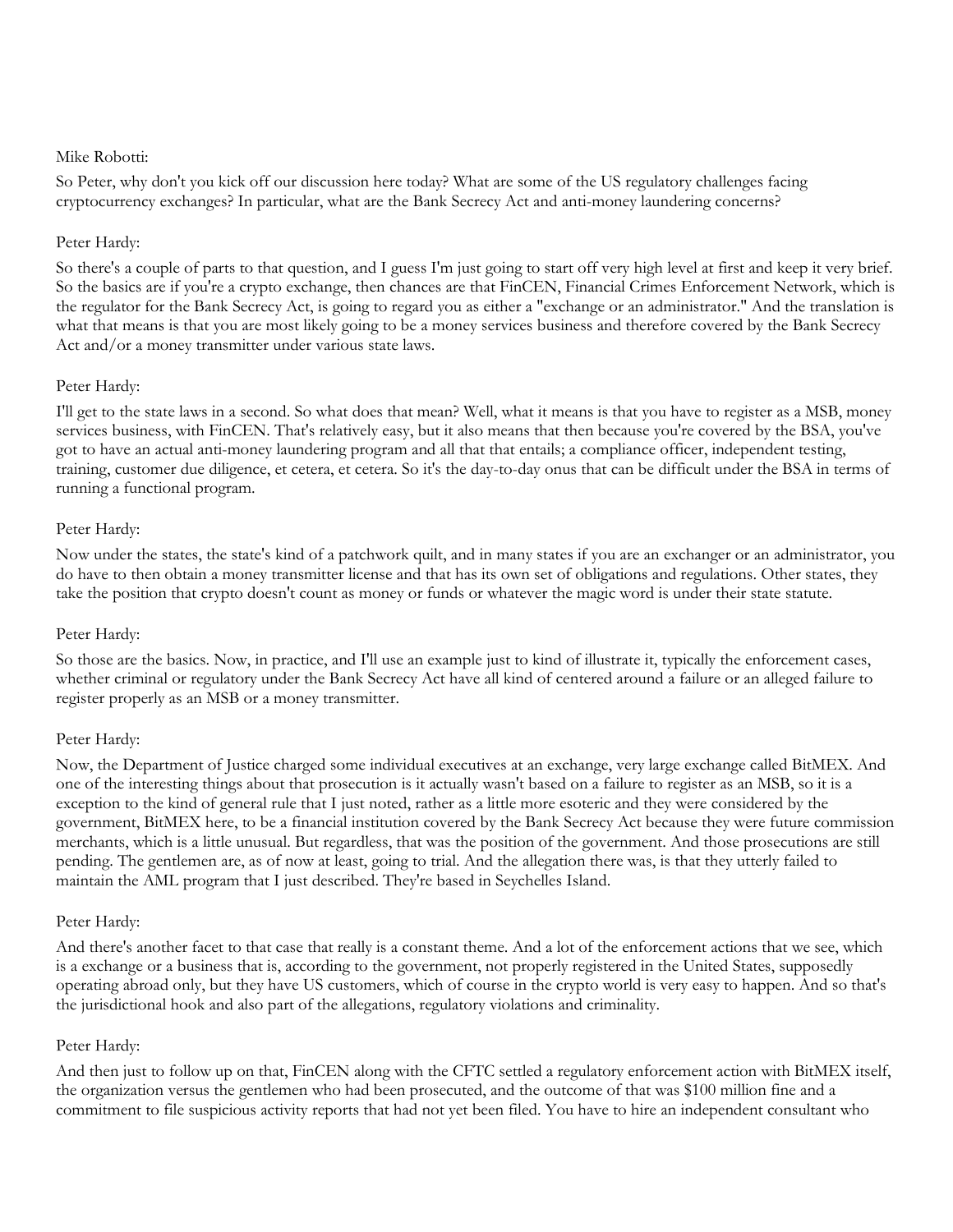Mike Robotti:

So Peter, why don't you kick off our discussion here today? What are some of the US regulatory challenges facing cryptocurrency exchanges? In particular, what are the Bank Secrecy Act and anti-money laundering concerns?

Peter Hardy:

So there's a couple of parts to that question, and I guess I'm just going to start off very high level at first and keep it very brief. So the basics are if you're a crypto exchange, then chances are that FinCEN, Financial Crimes Enforcement Network, which is the regulator for the Bank Secrecy Act, is going to regard you as either a "exchange or an administrator." And the translation is what that means is that you are most likely going to be a money services business and therefore covered by the Bank Secrecy Act and/or a money transmitter under various state laws.

Peter Hardy:

I'll get to the state laws in a second. So what does that mean? Well, what it means is that you have to register as a MSB, money services business, with FinCEN. That's relatively easy, but it also means that then because you're covered by the BSA, you've got to have an actual anti-money laundering program and all that that entails; a compliance officer, independent testing, training, customer due diligence, et cetera, et cetera. So it's the day-to-day onus that can be difficult under the BSA in terms of running a functional program.

Peter Hardy:

Now under the states, the state's kind of a patchwork quilt, and in many states if you are an exchanger or an administrator, you do have to then obtain a money transmitter license and that has its own set of obligations and regulations. Other states, they take the position that crypto doesn't count as money or funds or whatever the magic word is under their state statute.

Peter Hardy:

So those are the basics. Now, in practice, and I'll use an example just to kind of illustrate it, typically the enforcement cases, whether criminal or regulatory under the Bank Secrecy Act have all kind of centered around a failure or an alleged failure to register properly as an MSB or a money transmitter.

Peter Hardy:

Now, the Department of Justice charged some individual executives at an exchange, very large exchange called BitMEX. And one of the interesting things about that prosecution is it actually wasn't based on a failure to register as an MSB, so it is a exception to the kind of general rule that I just noted, rather as a little more esoteric and they were considered by the government, BitMEX here, to be a financial institution covered by the Bank Secrecy Act because they were future commission merchants, which is a little unusual. But regardless, that was the position of the government. And those prosecutions are still pending. The gentlemen are, as of now at least, going to trial. And the allegation there was, is that they utterly failed to maintain the AML program that I just described. They're based in Seychelles Island.

Peter Hardy:

And there's another facet to that case that really is a constant theme. And a lot of the enforcement actions that we see, which is a exchange or a business that is, according to the government, not properly registered in the United States, supposedly operating abroad only, but they have US customers, which of course in the crypto world is very easy to happen. And so that's the jurisdictional hook and also part of the allegations, regulatory violations and criminality.

Peter Hardy:

And then just to follow up on that, FinCEN along with the CFTC settled a regulatory enforcement action with BitMEX itself, the organization versus the gentlemen who had been prosecuted, and the outcome of that was $100 million fine and a commitment to file suspicious activity reports that had not yet been filed. You have to hire an independent consultant who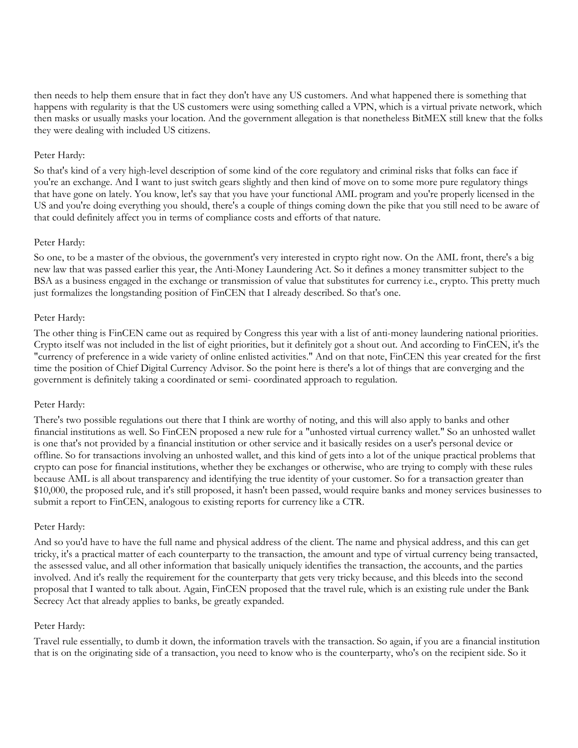then needs to help them ensure that in fact they don't have any US customers. And what happened there is something that happens with regularity is that the US customers were using something called a VPN, which is a virtual private network, which then masks or usually masks your location. And the government allegation is that nonetheless BitMEX still knew that the folks they were dealing with included US citizens.

Peter Hardy:

So that's kind of a very high-level description of some kind of the core regulatory and criminal risks that folks can face if you're an exchange. And I want to just switch gears slightly and then kind of move on to some more pure regulatory things that have gone on lately. You know, let's say that you have your functional AML program and you're properly licensed in the US and you're doing everything you should, there's a couple of things coming down the pike that you still need to be aware of that could definitely affect you in terms of compliance costs and efforts of that nature.

Peter Hardy:

So one, to be a master of the obvious, the government's very interested in crypto right now. On the AML front, there's a big new law that was passed earlier this year, the Anti-Money Laundering Act. So it defines a money transmitter subject to the BSA as a business engaged in the exchange or transmission of value that substitutes for currency i.e., crypto. This pretty much just formalizes the longstanding position of FinCEN that I already described. So that's one.

Peter Hardy:

The other thing is FinCEN came out as required by Congress this year with a list of anti-money laundering national priorities. Crypto itself was not included in the list of eight priorities, but it definitely got a shout out. And according to FinCEN, it's the "currency of preference in a wide variety of online enlisted activities." And on that note, FinCEN this year created for the first time the position of Chief Digital Currency Advisor. So the point here is there's a lot of things that are converging and the government is definitely taking a coordinated or semi- coordinated approach to regulation.

Peter Hardy:

There's two possible regulations out there that I think are worthy of noting, and this will also apply to banks and other financial institutions as well. So FinCEN proposed a new rule for a "unhosted virtual currency wallet." So an unhosted wallet is one that's not provided by a financial institution or other service and it basically resides on a user's personal device or offline. So for transactions involving an unhosted wallet, and this kind of gets into a lot of the unique practical problems that crypto can pose for financial institutions, whether they be exchanges or otherwise, who are trying to comply with these rules because AML is all about transparency and identifying the true identity of your customer. So for a transaction greater than $10,000, the proposed rule, and it's still proposed, it hasn't been passed, would require banks and money services businesses to submit a report to FinCEN, analogous to existing reports for currency like a CTR.

Peter Hardy:

And so you'd have to have the full name and physical address of the client. The name and physical address, and this can get tricky, it's a practical matter of each counterparty to the transaction, the amount and type of virtual currency being transacted, the assessed value, and all other information that basically uniquely identifies the transaction, the accounts, and the parties involved. And it's really the requirement for the counterparty that gets very tricky because, and this bleeds into the second proposal that I wanted to talk about. Again, FinCEN proposed that the travel rule, which is an existing rule under the Bank Secrecy Act that already applies to banks, be greatly expanded.

Peter Hardy:

Travel rule essentially, to dumb it down, the information travels with the transaction. So again, if you are a financial institution that is on the originating side of a transaction, you need to know who is the counterparty, who's on the recipient side. So it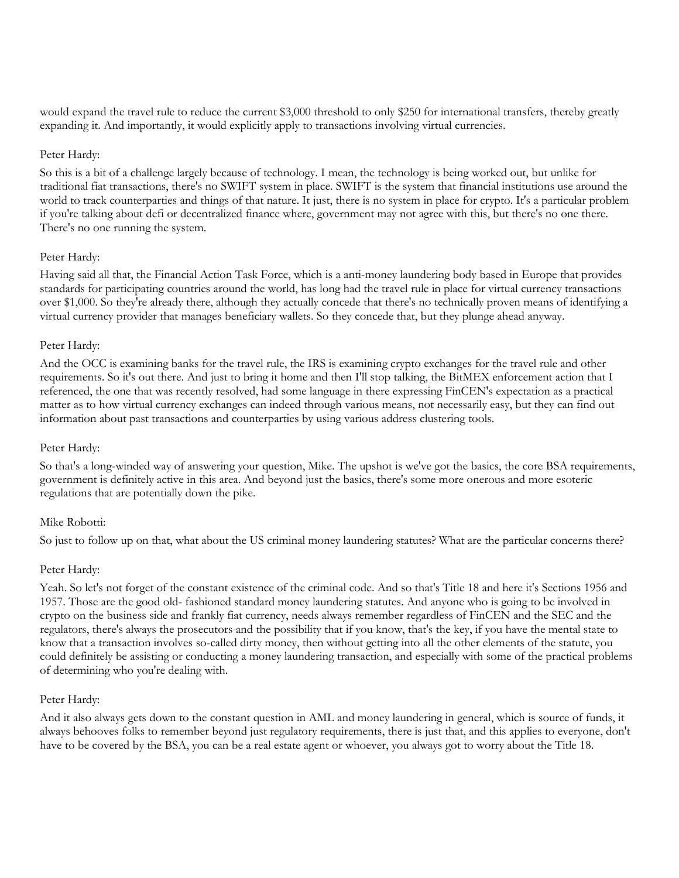would expand the travel rule to reduce the current $3,000 threshold to only $250 for international transfers, thereby greatly expanding it. And importantly, it would explicitly apply to transactions involving virtual currencies.

Peter Hardy:

So this is a bit of a challenge largely because of technology. I mean, the technology is being worked out, but unlike for traditional fiat transactions, there's no SWIFT system in place. SWIFT is the system that financial institutions use around the world to track counterparties and things of that nature. It just, there is no system in place for crypto. It's a particular problem if you're talking about defi or decentralized finance where, government may not agree with this, but there's no one there. There's no one running the system.

Peter Hardy:

Having said all that, the Financial Action Task Force, which is a anti-money laundering body based in Europe that provides standards for participating countries around the world, has long had the travel rule in place for virtual currency transactions over $1,000. So they're already there, although they actually concede that there's no technically proven means of identifying a virtual currency provider that manages beneficiary wallets. So they concede that, but they plunge ahead anyway.

Peter Hardy:

And the OCC is examining banks for the travel rule, the IRS is examining crypto exchanges for the travel rule and other requirements. So it's out there. And just to bring it home and then I'll stop talking, the BitMEX enforcement action that I referenced, the one that was recently resolved, had some language in there expressing FinCEN's expectation as a practical matter as to how virtual currency exchanges can indeed through various means, not necessarily easy, but they can find out information about past transactions and counterparties by using various address clustering tools.

Peter Hardy:

So that's a long-winded way of answering your question, Mike. The upshot is we've got the basics, the core BSA requirements, government is definitely active in this area. And beyond just the basics, there's some more onerous and more esoteric regulations that are potentially down the pike.

Mike Robotti:

So just to follow up on that, what about the US criminal money laundering statutes? What are the particular concerns there?

Peter Hardy:

Yeah. So let's not forget of the constant existence of the criminal code. And so that's Title 18 and here it's Sections 1956 and 1957. Those are the good old- fashioned standard money laundering statutes. And anyone who is going to be involved in crypto on the business side and frankly fiat currency, needs always remember regardless of FinCEN and the SEC and the regulators, there's always the prosecutors and the possibility that if you know, that's the key, if you have the mental state to know that a transaction involves so-called dirty money, then without getting into all the other elements of the statute, you could definitely be assisting or conducting a money laundering transaction, and especially with some of the practical problems of determining who you're dealing with.

Peter Hardy:

And it also always gets down to the constant question in AML and money laundering in general, which is source of funds, it always behooves folks to remember beyond just regulatory requirements, there is just that, and this applies to everyone, don't have to be covered by the BSA, you can be a real estate agent or whoever, you always got to worry about the Title 18.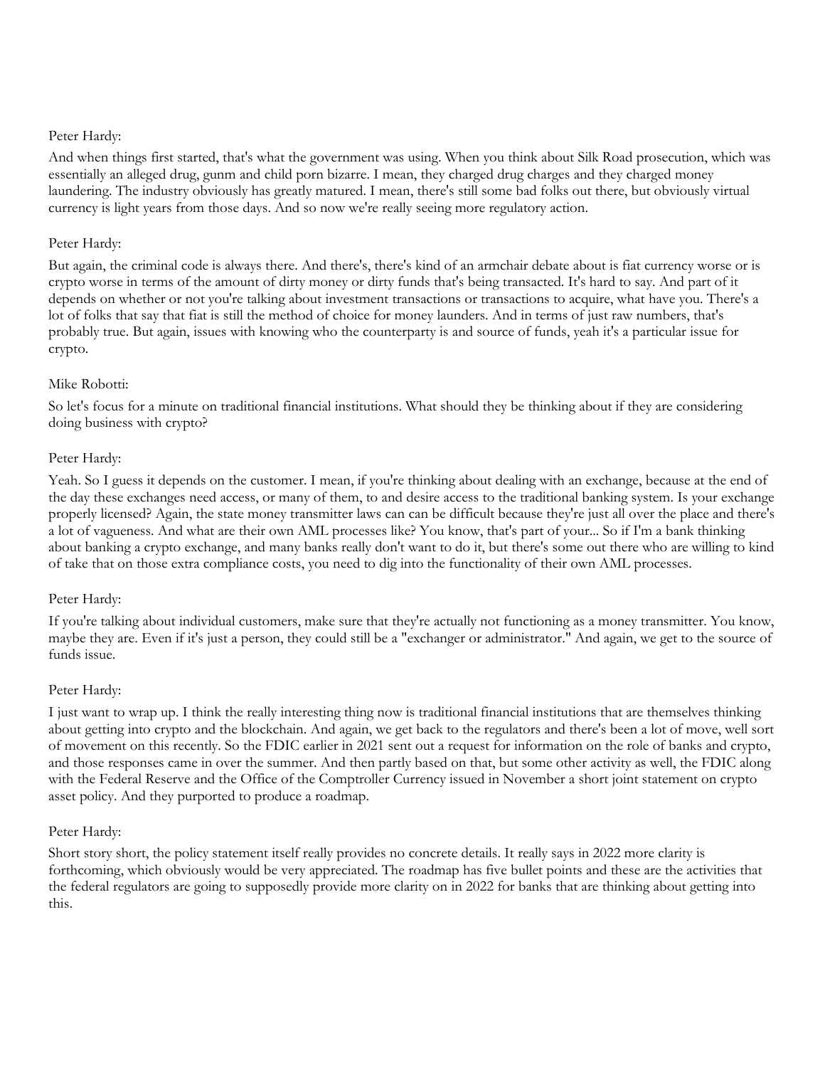Peter Hardy:

And when things first started, that's what the government was using. When you think about Silk Road prosecution, which was essentially an alleged drug, gunm and child porn bizarre. I mean, they charged drug charges and they charged money laundering. The industry obviously has greatly matured. I mean, there's still some bad folks out there, but obviously virtual currency is light years from those days. And so now we're really seeing more regulatory action.

Peter Hardy:

But again, the criminal code is always there. And there's, there's kind of an armchair debate about is fiat currency worse or is crypto worse in terms of the amount of dirty money or dirty funds that's being transacted. It's hard to say. And part of it depends on whether or not you're talking about investment transactions or transactions to acquire, what have you. There's a lot of folks that say that fiat is still the method of choice for money launders. And in terms of just raw numbers, that's probably true. But again, issues with knowing who the counterparty is and source of funds, yeah it's a particular issue for crypto.

Mike Robotti:

So let's focus for a minute on traditional financial institutions. What should they be thinking about if they are considering doing business with crypto?

Peter Hardy:

Yeah. So I guess it depends on the customer. I mean, if you're thinking about dealing with an exchange, because at the end of the day these exchanges need access, or many of them, to and desire access to the traditional banking system. Is your exchange properly licensed? Again, the state money transmitter laws can can be difficult because they're just all over the place and there's a lot of vagueness. And what are their own AML processes like? You know, that's part of your... So if I'm a bank thinking about banking a crypto exchange, and many banks really don't want to do it, but there's some out there who are willing to kind of take that on those extra compliance costs, you need to dig into the functionality of their own AML processes.

Peter Hardy:

If you're talking about individual customers, make sure that they're actually not functioning as a money transmitter. You know, maybe they are. Even if it's just a person, they could still be a "exchanger or administrator." And again, we get to the source of funds issue.

Peter Hardy:

I just want to wrap up. I think the really interesting thing now is traditional financial institutions that are themselves thinking about getting into crypto and the blockchain. And again, we get back to the regulators and there's been a lot of move, well sort of movement on this recently. So the FDIC earlier in 2021 sent out a request for information on the role of banks and crypto, and those responses came in over the summer. And then partly based on that, but some other activity as well, the FDIC along with the Federal Reserve and the Office of the Comptroller Currency issued in November a short joint statement on crypto asset policy. And they purported to produce a roadmap.

Peter Hardy:

Short story short, the policy statement itself really provides no concrete details. It really says in 2022 more clarity is forthcoming, which obviously would be very appreciated. The roadmap has five bullet points and these are the activities that the federal regulators are going to supposedly provide more clarity on in 2022 for banks that are thinking about getting into this.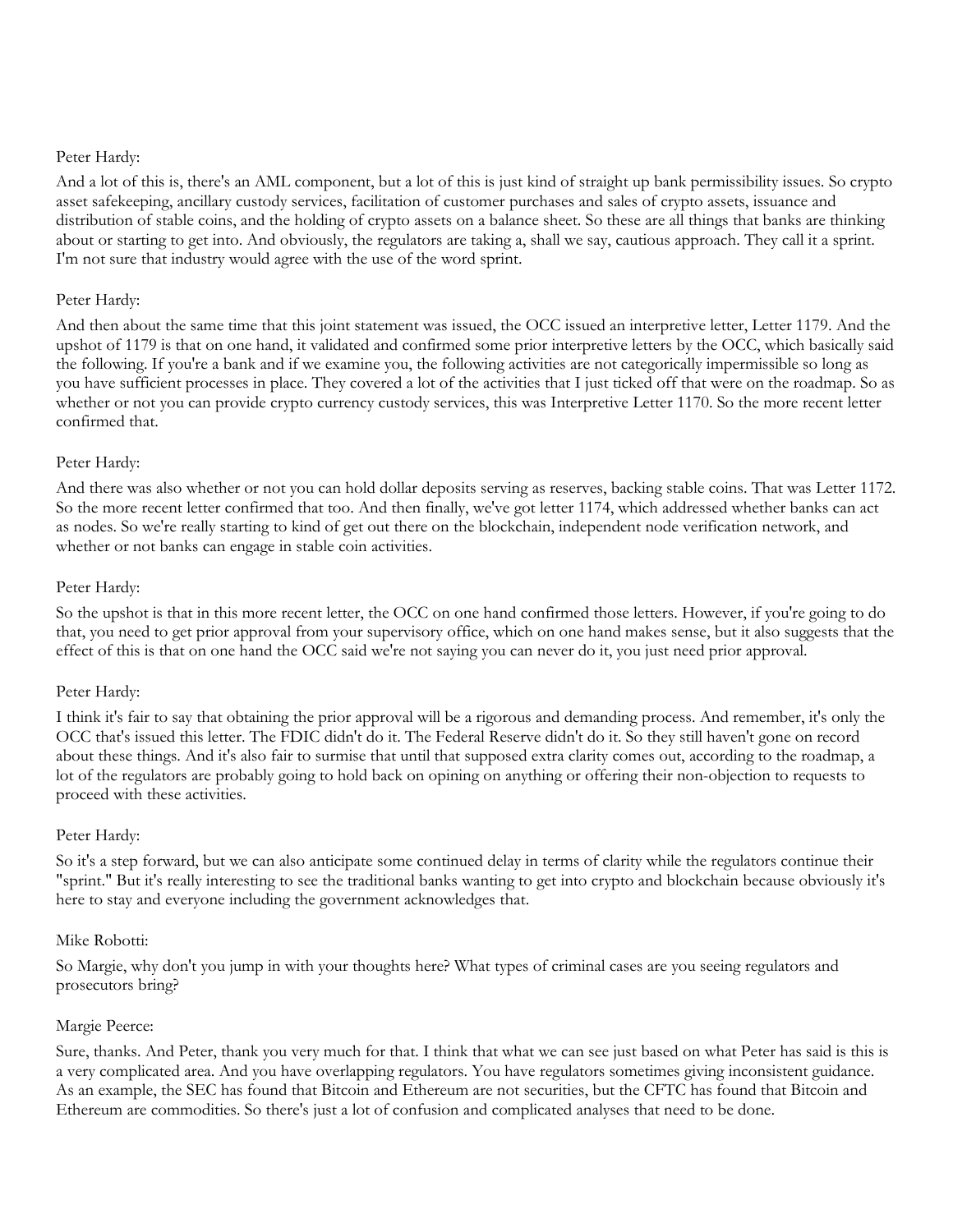Peter Hardy:

And a lot of this is, there's an AML component, but a lot of this is just kind of straight up bank permissibility issues. So crypto asset safekeeping, ancillary custody services, facilitation of customer purchases and sales of crypto assets, issuance and distribution of stable coins, and the holding of crypto assets on a balance sheet. So these are all things that banks are thinking about or starting to get into. And obviously, the regulators are taking a, shall we say, cautious approach. They call it a sprint. I'm not sure that industry would agree with the use of the word sprint.

Peter Hardy:

And then about the same time that this joint statement was issued, the OCC issued an interpretive letter, Letter 1179. And the upshot of 1179 is that on one hand, it validated and confirmed some prior interpretive letters by the OCC, which basically said the following. If you're a bank and if we examine you, the following activities are not categorically impermissible so long as you have sufficient processes in place. They covered a lot of the activities that I just ticked off that were on the roadmap. So as whether or not you can provide crypto currency custody services, this was Interpretive Letter 1170. So the more recent letter confirmed that.

Peter Hardy:

And there was also whether or not you can hold dollar deposits serving as reserves, backing stable coins. That was Letter 1172. So the more recent letter confirmed that too. And then finally, we've got letter 1174, which addressed whether banks can act as nodes. So we're really starting to kind of get out there on the blockchain, independent node verification network, and whether or not banks can engage in stable coin activities.

Peter Hardy:

So the upshot is that in this more recent letter, the OCC on one hand confirmed those letters. However, if you're going to do that, you need to get prior approval from your supervisory office, which on one hand makes sense, but it also suggests that the effect of this is that on one hand the OCC said we're not saying you can never do it, you just need prior approval.

Peter Hardy:

I think it's fair to say that obtaining the prior approval will be a rigorous and demanding process. And remember, it's only the OCC that's issued this letter. The FDIC didn't do it. The Federal Reserve didn't do it. So they still haven't gone on record about these things. And it's also fair to surmise that until that supposed extra clarity comes out, according to the roadmap, a lot of the regulators are probably going to hold back on opining on anything or offering their non-objection to requests to proceed with these activities.

Peter Hardy:

So it's a step forward, but we can also anticipate some continued delay in terms of clarity while the regulators continue their "sprint." But it's really interesting to see the traditional banks wanting to get into crypto and blockchain because obviously it's here to stay and everyone including the government acknowledges that.

Mike Robotti:

So Margie, why don't you jump in with your thoughts here? What types of criminal cases are you seeing regulators and prosecutors bring?

Margie Peerce:

Sure, thanks. And Peter, thank you very much for that. I think that what we can see just based on what Peter has said is this is a very complicated area. And you have overlapping regulators. You have regulators sometimes giving inconsistent guidance. As an example, the SEC has found that Bitcoin and Ethereum are not securities, but the CFTC has found that Bitcoin and Ethereum are commodities. So there's just a lot of confusion and complicated analyses that need to be done.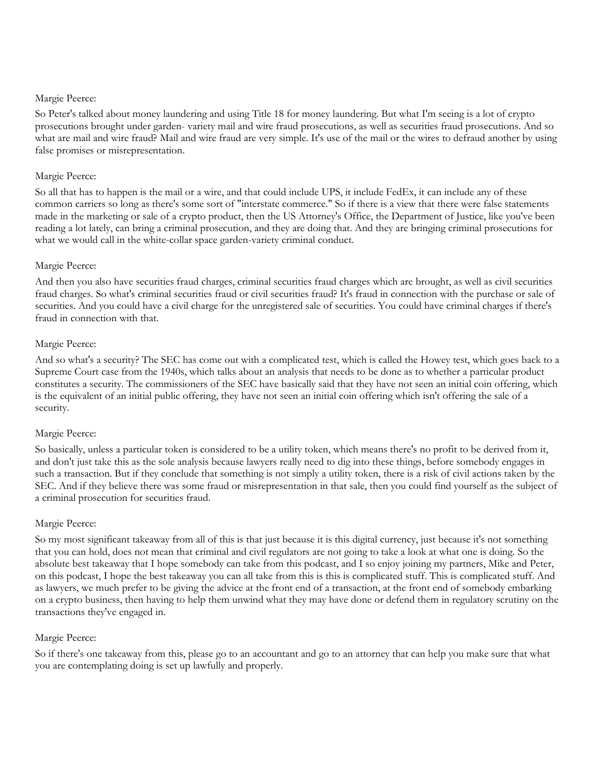Margie Peerce:

So Peter's talked about money laundering and using Title 18 for money laundering. But what I'm seeing is a lot of crypto prosecutions brought under garden- variety mail and wire fraud prosecutions, as well as securities fraud prosecutions. And so what are mail and wire fraud? Mail and wire fraud are very simple. It's use of the mail or the wires to defraud another by using false promises or misrepresentation.

Margie Peerce:

So all that has to happen is the mail or a wire, and that could include UPS, it include FedEx, it can include any of these common carriers so long as there's some sort of "interstate commerce." So if there is a view that there were false statements made in the marketing or sale of a crypto product, then the US Attorney's Office, the Department of Justice, like you've been reading a lot lately, can bring a criminal prosecution, and they are doing that. And they are bringing criminal prosecutions for what we would call in the white-collar space garden-variety criminal conduct.

Margie Peerce:

And then you also have securities fraud charges, criminal securities fraud charges which are brought, as well as civil securities fraud charges. So what's criminal securities fraud or civil securities fraud? It's fraud in connection with the purchase or sale of securities. And you could have a civil charge for the unregistered sale of securities. You could have criminal charges if there's fraud in connection with that.

Margie Peerce:

And so what's a security? The SEC has come out with a complicated test, which is called the Howey test, which goes back to a Supreme Court case from the 1940s, which talks about an analysis that needs to be done as to whether a particular product constitutes a security. The commissioners of the SEC have basically said that they have not seen an initial coin offering, which is the equivalent of an initial public offering, they have not seen an initial coin offering which isn't offering the sale of a security.

Margie Peerce:

So basically, unless a particular token is considered to be a utility token, which means there's no profit to be derived from it, and don't just take this as the sole analysis because lawyers really need to dig into these things, before somebody engages in such a transaction. But if they conclude that something is not simply a utility token, there is a risk of civil actions taken by the SEC. And if they believe there was some fraud or misrepresentation in that sale, then you could find yourself as the subject of a criminal prosecution for securities fraud.

Margie Peerce:

So my most significant takeaway from all of this is that just because it is this digital currency, just because it's not something that you can hold, does not mean that criminal and civil regulators are not going to take a look at what one is doing. So the absolute best takeaway that I hope somebody can take from this podcast, and I so enjoy joining my partners, Mike and Peter, on this podcast, I hope the best takeaway you can all take from this is this is complicated stuff. This is complicated stuff. And as lawyers, we much prefer to be giving the advice at the front end of a transaction, at the front end of somebody embarking on a crypto business, then having to help them unwind what they may have done or defend them in regulatory scrutiny on the transactions they've engaged in.

Margie Peerce:

So if there's one takeaway from this, please go to an accountant and go to an attorney that can help you make sure that what you are contemplating doing is set up lawfully and properly.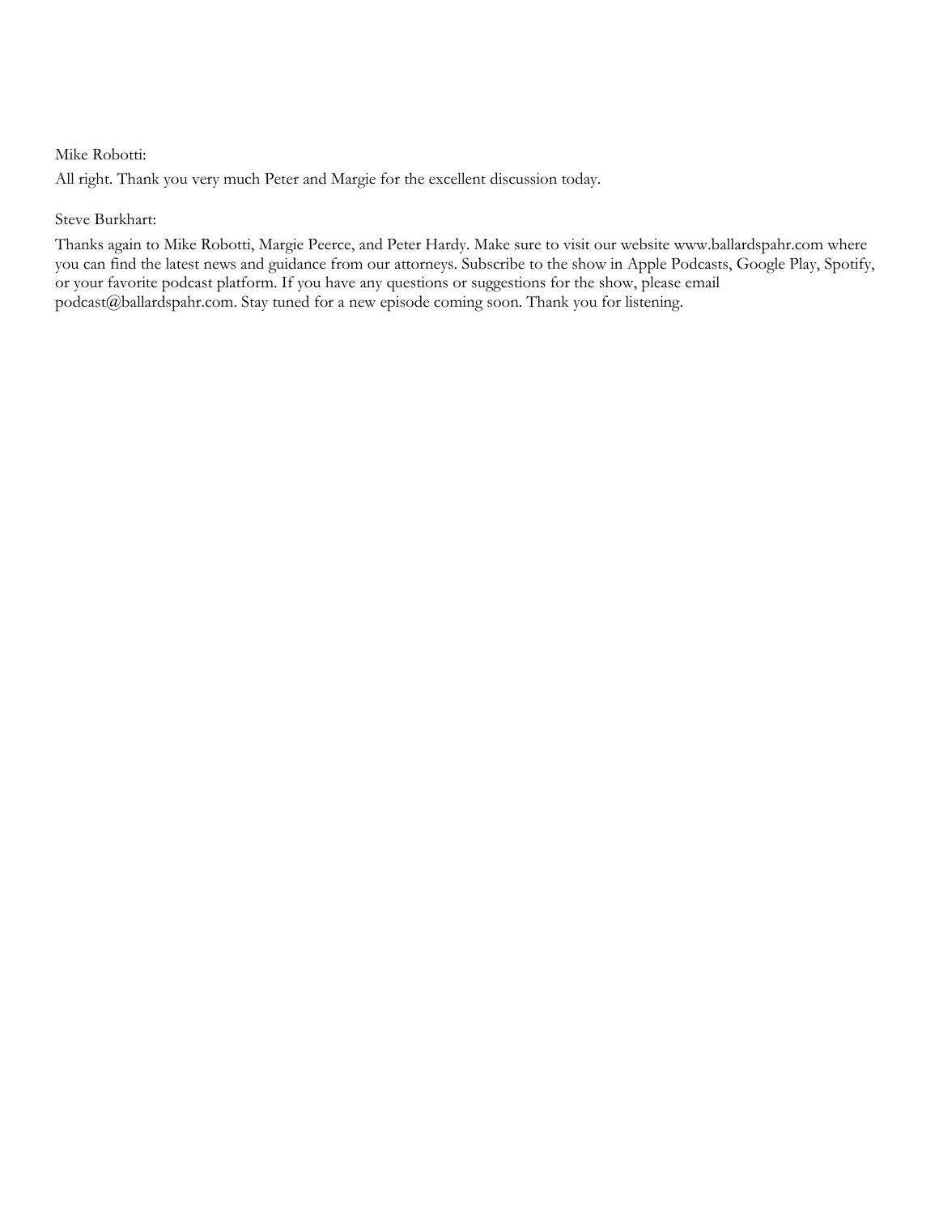Mike Robotti:

All right. Thank you very much Peter and Margie for the excellent discussion today.

Steve Burkhart:

Thanks again to Mike Robotti, Margie Peerce, and Peter Hardy. Make sure to visit our website www.ballardspahr.com where you can find the latest news and guidance from our attorneys. Subscribe to the show in Apple Podcasts, Google Play, Spotify, or your favorite podcast platform. If you have any questions or suggestions for the show, please email podcast@ballardspahr.com. Stay tuned for a new episode coming soon. Thank you for listening.